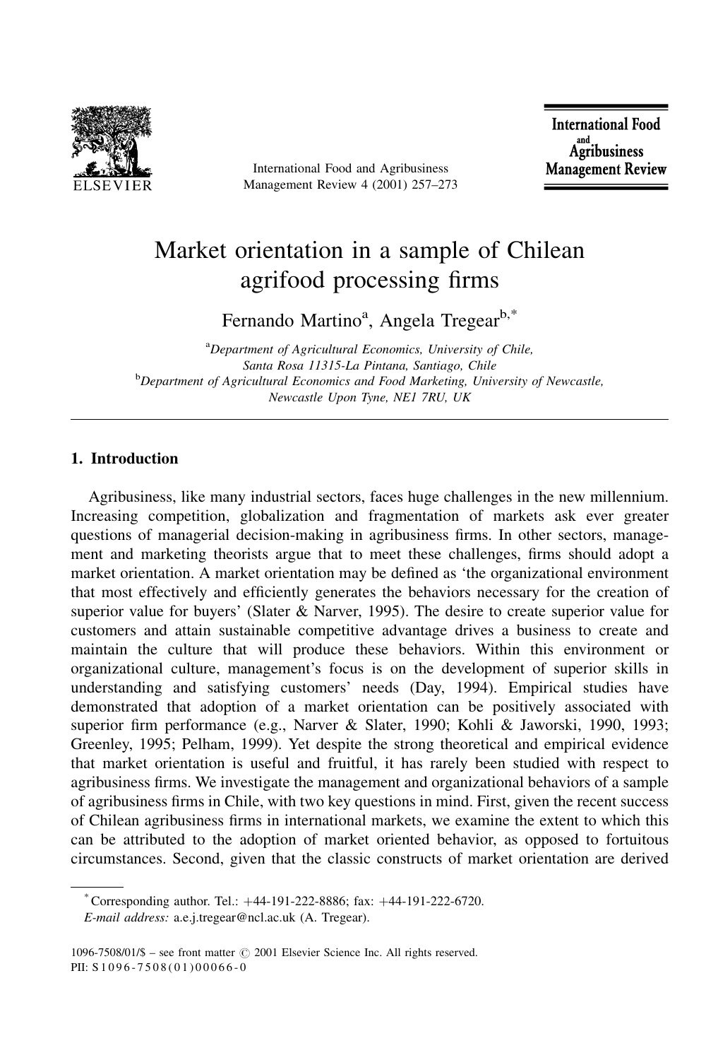# Market orientation in a sample of Chilean agrifood processing firms

Fernando Martino[a], Angela Tregear[b,*]

[a]*Department of Agricultural Economics, University of Chile, Santa Rosa 11315-La Pintana, Santiago, Chile*

[b]*Department of Agricultural Economics and Food Marketing, University of Newcastle, Newcastle Upon Tyne, NE1 7RU, UK*

## 1. Introduction

Agribusiness, like many industrial sectors, faces huge challenges in the new millennium. Increasing competition, globalization and fragmentation of markets ask ever greater questions of managerial decision-making in agribusiness firms. In other sectors, management and marketing theorists argue that to meet these challenges, firms should adopt a market orientation. A market orientation may be defined as 'the organizational environment that most effectively and efficiently generates the behaviors necessary for the creation of superior value for buyers' (Slater & Narver, 1995). The desire to create superior value for customers and attain sustainable competitive advantage drives a business to create and maintain the culture that will produce these behaviors. Within this environment or organizational culture, management's focus is on the development of superior skills in understanding and satisfying customers' needs (Day, 1994). Empirical studies have demonstrated that adoption of a market orientation can be positively associated with superior firm performance (e.g., Narver & Slater, 1990; Kohli & Jaworski, 1990, 1993; Greenley, 1995; Pelham, 1999). Yet despite the strong theoretical and empirical evidence that market orientation is useful and fruitful, it has rarely been studied with respect to agribusiness firms. We investigate the management and organizational behaviors of a sample of agribusiness firms in Chile, with two key questions in mind. First, given the recent success of Chilean agribusiness firms in international markets, we examine the extent to which this can be attributed to the adoption of market oriented behavior, as opposed to fortuitous circumstances. Second, given that the classic constructs of market orientation are derived

---

* Corresponding author. Tel.: +44-191-222-8886; fax: +44-191-222-6720.
*E-mail address:* a.e.j.tregear@ncl.ac.uk (A. Tregear).

1096-7508/01/$ – see front matter © 2001 Elsevier Science Inc. All rights reserved.
PII: S1096-7508(01)00066-0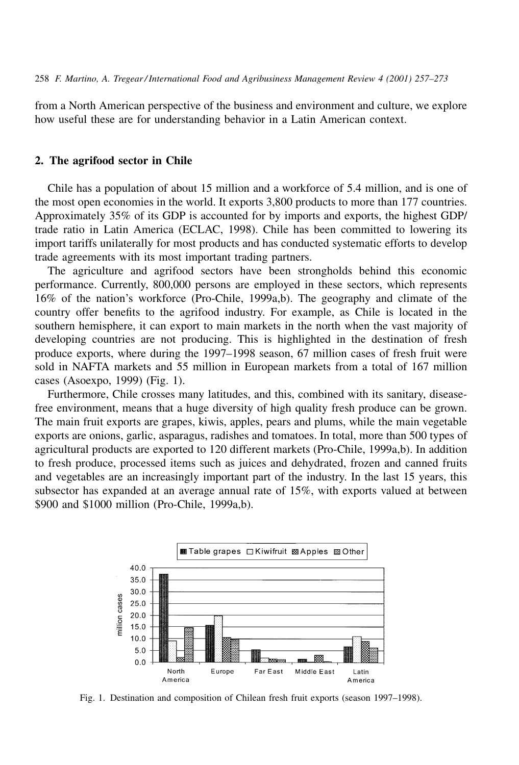from a North American perspective of the business and environment and culture, we explore how useful these are for understanding behavior in a Latin American context.

## 2. The agrifood sector in Chile

Chile has a population of about 15 million and a workforce of 5.4 million, and is one of the most open economies in the world. It exports 3,800 products to more than 177 countries. Approximately 35% of its GDP is accounted for by imports and exports, the highest GDP/trade ratio in Latin America (ECLAC, 1998). Chile has been committed to lowering its import tariffs unilaterally for most products and has conducted systematic efforts to develop trade agreements with its most important trading partners.

The agriculture and agrifood sectors have been strongholds behind this economic performance. Currently, 800,000 persons are employed in these sectors, which represents 16% of the nation's workforce (Pro-Chile, 1999a,b). The geography and climate of the country offer benefits to the agrifood industry. For example, as Chile is located in the southern hemisphere, it can export to main markets in the north when the vast majority of developing countries are not producing. This is highlighted in the destination of fresh produce exports, where during the 1997–1998 season, 67 million cases of fresh fruit were sold in NAFTA markets and 55 million in European markets from a total of 167 million cases (Asoexpo, 1999) (Fig. 1).

Furthermore, Chile crosses many latitudes, and this, combined with its sanitary, disease-free environment, means that a huge diversity of high quality fresh produce can be grown. The main fruit exports are grapes, kiwis, apples, pears and plums, while the main vegetable exports are onions, garlic, asparagus, radishes and tomatoes. In total, more than 500 types of agricultural products are exported to 120 different markets (Pro-Chile, 1999a,b). In addition to fresh produce, processed items such as juices and dehydrated, frozen and canned fruits and vegetables are an increasingly important part of the industry. In the last 15 years, this subsector has expanded at an average annual rate of 15%, with exports valued at between \$900 and \$1000 million (Pro-Chile, 1999a,b).

Fig. 1. Destination and composition of Chilean fresh fruit exports (season 1997–1998).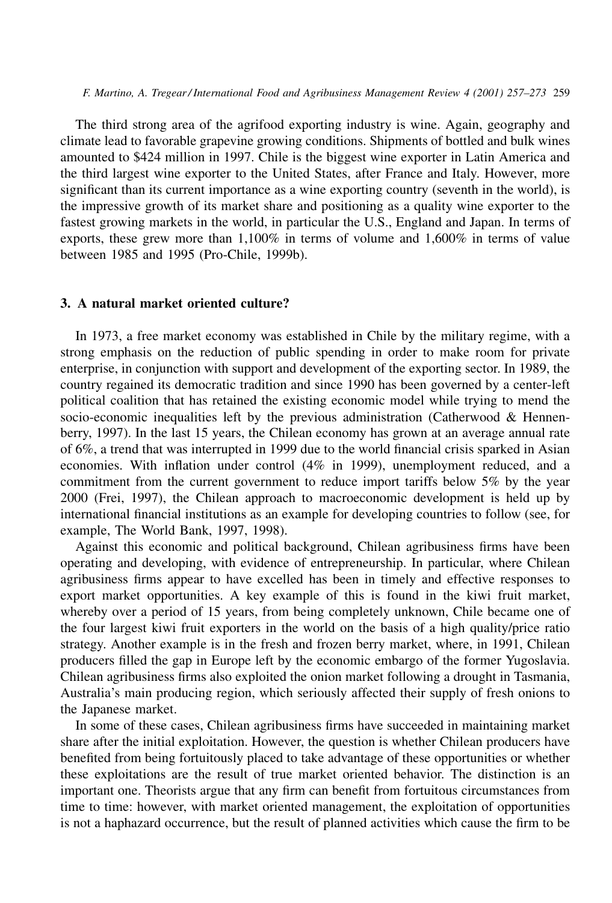The third strong area of the agrifood exporting industry is wine. Again, geography and climate lead to favorable grapevine growing conditions. Shipments of bottled and bulk wines amounted to $424 million in 1997. Chile is the biggest wine exporter in Latin America and the third largest wine exporter to the United States, after France and Italy. However, more significant than its current importance as a wine exporting country (seventh in the world), is the impressive growth of its market share and positioning as a quality wine exporter to the fastest growing markets in the world, in particular the U.S., England and Japan. In terms of exports, these grew more than 1,100% in terms of volume and 1,600% in terms of value between 1985 and 1995 (Pro-Chile, 1999b).

## 3. A natural market oriented culture?

In 1973, a free market economy was established in Chile by the military regime, with a strong emphasis on the reduction of public spending in order to make room for private enterprise, in conjunction with support and development of the exporting sector. In 1989, the country regained its democratic tradition and since 1990 has been governed by a center-left political coalition that has retained the existing economic model while trying to mend the socio-economic inequalities left by the previous administration (Catherwood & Hennenberry, 1997). In the last 15 years, the Chilean economy has grown at an average annual rate of 6%, a trend that was interrupted in 1999 due to the world financial crisis sparked in Asian economies. With inflation under control (4% in 1999), unemployment reduced, and a commitment from the current government to reduce import tariffs below 5% by the year 2000 (Frei, 1997), the Chilean approach to macroeconomic development is held up by international financial institutions as an example for developing countries to follow (see, for example, The World Bank, 1997, 1998).

Against this economic and political background, Chilean agribusiness firms have been operating and developing, with evidence of entrepreneurship. In particular, where Chilean agribusiness firms appear to have excelled has been in timely and effective responses to export market opportunities. A key example of this is found in the kiwi fruit market, whereby over a period of 15 years, from being completely unknown, Chile became one of the four largest kiwi fruit exporters in the world on the basis of a high quality/price ratio strategy. Another example is in the fresh and frozen berry market, where, in 1991, Chilean producers filled the gap in Europe left by the economic embargo of the former Yugoslavia. Chilean agribusiness firms also exploited the onion market following a drought in Tasmania, Australia's main producing region, which seriously affected their supply of fresh onions to the Japanese market.

In some of these cases, Chilean agribusiness firms have succeeded in maintaining market share after the initial exploitation. However, the question is whether Chilean producers have benefited from being fortuitously placed to take advantage of these opportunities or whether these exploitations are the result of true market oriented behavior. The distinction is an important one. Theorists argue that any firm can benefit from fortuitous circumstances from time to time: however, with market oriented management, the exploitation of opportunities is not a haphazard occurrence, but the result of planned activities which cause the firm to be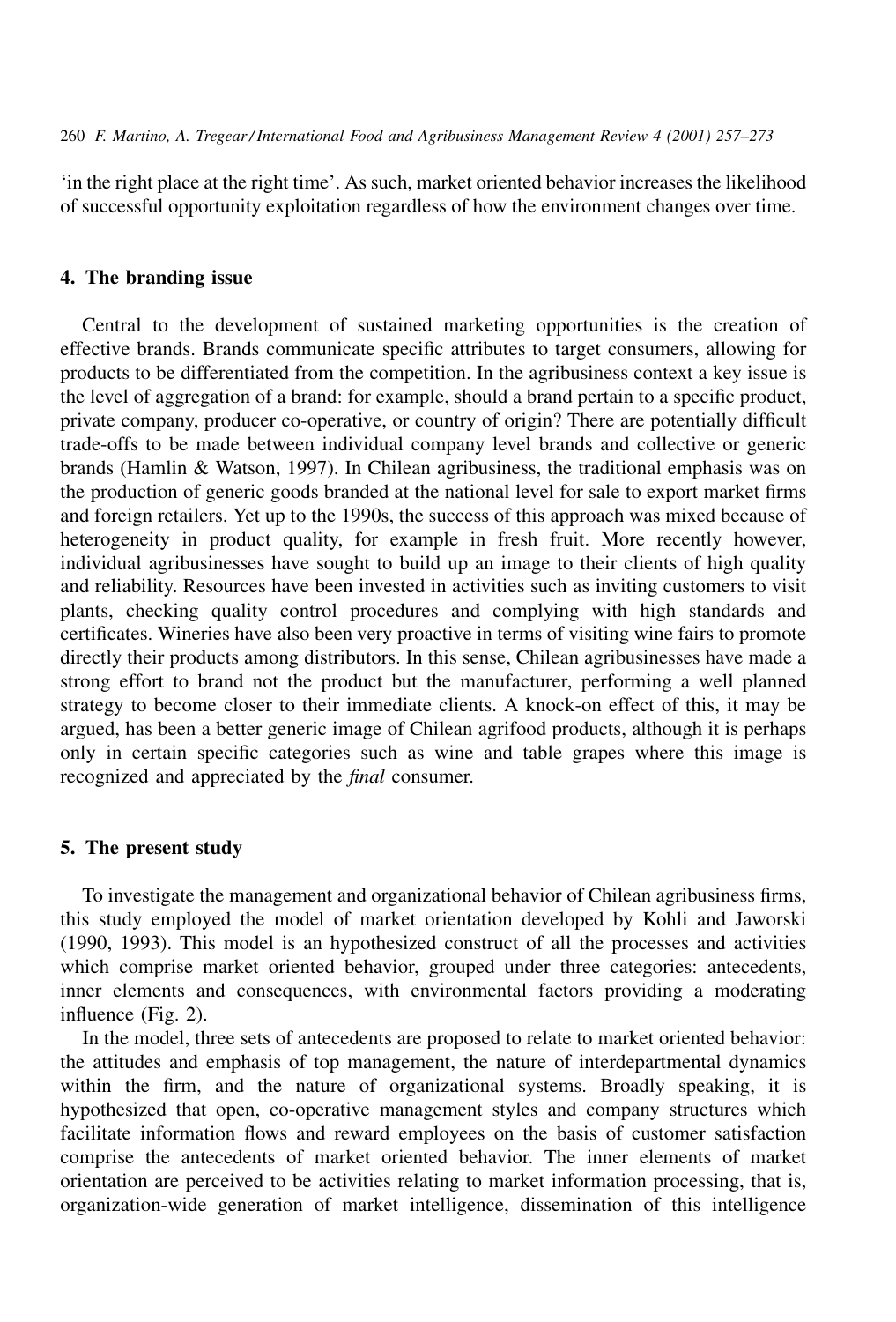'in the right place at the right time'. As such, market oriented behavior increases the likelihood of successful opportunity exploitation regardless of how the environment changes over time.

## 4. The branding issue

Central to the development of sustained marketing opportunities is the creation of effective brands. Brands communicate specific attributes to target consumers, allowing for products to be differentiated from the competition. In the agribusiness context a key issue is the level of aggregation of a brand: for example, should a brand pertain to a specific product, private company, producer co-operative, or country of origin? There are potentially difficult trade-offs to be made between individual company level brands and collective or generic brands (Hamlin & Watson, 1997). In Chilean agribusiness, the traditional emphasis was on the production of generic goods branded at the national level for sale to export market firms and foreign retailers. Yet up to the 1990s, the success of this approach was mixed because of heterogeneity in product quality, for example in fresh fruit. More recently however, individual agribusinesses have sought to build up an image to their clients of high quality and reliability. Resources have been invested in activities such as inviting customers to visit plants, checking quality control procedures and complying with high standards and certificates. Wineries have also been very proactive in terms of visiting wine fairs to promote directly their products among distributors. In this sense, Chilean agribusinesses have made a strong effort to brand not the product but the manufacturer, performing a well planned strategy to become closer to their immediate clients. A knock-on effect of this, it may be argued, has been a better generic image of Chilean agrifood products, although it is perhaps only in certain specific categories such as wine and table grapes where this image is recognized and appreciated by the *final* consumer.

## 5. The present study

To investigate the management and organizational behavior of Chilean agribusiness firms, this study employed the model of market orientation developed by Kohli and Jaworski (1990, 1993). This model is an hypothesized construct of all the processes and activities which comprise market oriented behavior, grouped under three categories: antecedents, inner elements and consequences, with environmental factors providing a moderating influence (Fig. 2).

In the model, three sets of antecedents are proposed to relate to market oriented behavior: the attitudes and emphasis of top management, the nature of interdepartmental dynamics within the firm, and the nature of organizational systems. Broadly speaking, it is hypothesized that open, co-operative management styles and company structures which facilitate information flows and reward employees on the basis of customer satisfaction comprise the antecedents of market oriented behavior. The inner elements of market orientation are perceived to be activities relating to market information processing, that is, organization-wide generation of market intelligence, dissemination of this intelligence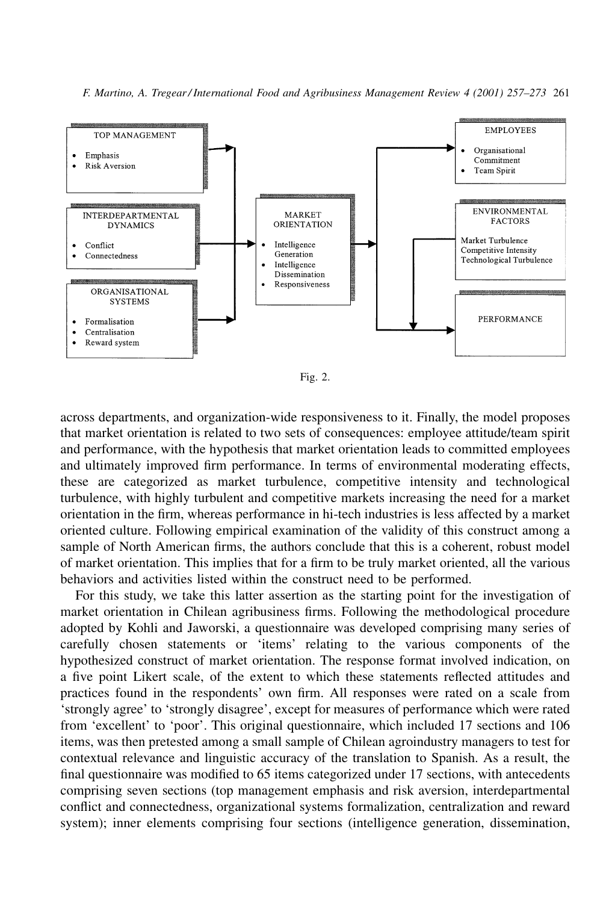**TOP MANAGEMENT**
- Emphasis
- Risk Aversion

**INTERDEPARTMENTAL DYNAMICS**
- Conflict
- Connectedness

**ORGANISATIONAL SYSTEMS**
- Formalisation
- Centralisation
- Reward system

**MARKET ORIENTATION**
- Intelligence Generation
- Intelligence Dissemination
- Responsiveness

**EMPLOYEES**
- Organisational Commitment
- Team Spirit

**ENVIRONMENTAL FACTORS**

Market Turbulence
Competitive Intensity
Technological Turbulence

**PERFORMANCE**

Fig. 2.

across departments, and organization-wide responsiveness to it. Finally, the model proposes that market orientation is related to two sets of consequences: employee attitude/team spirit and performance, with the hypothesis that market orientation leads to committed employees and ultimately improved firm performance. In terms of environmental moderating effects, these are categorized as market turbulence, competitive intensity and technological turbulence, with highly turbulent and competitive markets increasing the need for a market orientation in the firm, whereas performance in hi-tech industries is less affected by a market oriented culture. Following empirical examination of the validity of this construct among a sample of North American firms, the authors conclude that this is a coherent, robust model of market orientation. This implies that for a firm to be truly market oriented, all the various behaviors and activities listed within the construct need to be performed.

For this study, we take this latter assertion as the starting point for the investigation of market orientation in Chilean agribusiness firms. Following the methodological procedure adopted by Kohli and Jaworski, a questionnaire was developed comprising many series of carefully chosen statements or 'items' relating to the various components of the hypothesized construct of market orientation. The response format involved indication, on a five point Likert scale, of the extent to which these statements reflected attitudes and practices found in the respondents' own firm. All responses were rated on a scale from 'strongly agree' to 'strongly disagree', except for measures of performance which were rated from 'excellent' to 'poor'. This original questionnaire, which included 17 sections and 106 items, was then pretested among a small sample of Chilean agroindustry managers to test for contextual relevance and linguistic accuracy of the translation to Spanish. As a result, the final questionnaire was modified to 65 items categorized under 17 sections, with antecedents comprising seven sections (top management emphasis and risk aversion, interdepartmental conflict and connectedness, organizational systems formalization, centralization and reward system); inner elements comprising four sections (intelligence generation, dissemination,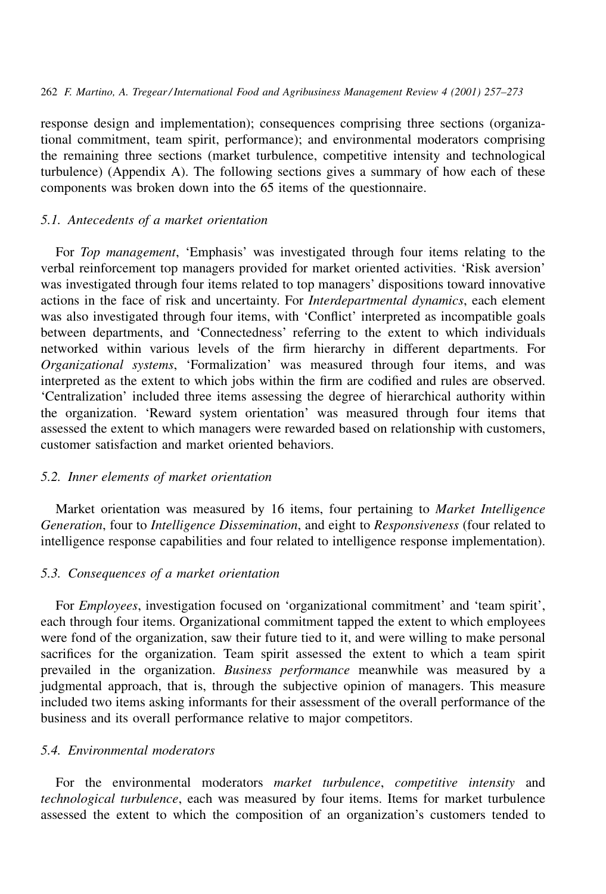response design and implementation); consequences comprising three sections (organizational commitment, team spirit, performance); and environmental moderators comprising the remaining three sections (market turbulence, competitive intensity and technological turbulence) (Appendix A). The following sections gives a summary of how each of these components was broken down into the 65 items of the questionnaire.

### 5.1. Antecedents of a market orientation

For *Top management*, 'Emphasis' was investigated through four items relating to the verbal reinforcement top managers provided for market oriented activities. 'Risk aversion' was investigated through four items related to top managers' dispositions toward innovative actions in the face of risk and uncertainty. For *Interdepartmental dynamics*, each element was also investigated through four items, with 'Conflict' interpreted as incompatible goals between departments, and 'Connectedness' referring to the extent to which individuals networked within various levels of the firm hierarchy in different departments. For *Organizational systems*, 'Formalization' was measured through four items, and was interpreted as the extent to which jobs within the firm are codified and rules are observed. 'Centralization' included three items assessing the degree of hierarchical authority within the organization. 'Reward system orientation' was measured through four items that assessed the extent to which managers were rewarded based on relationship with customers, customer satisfaction and market oriented behaviors.

### 5.2. Inner elements of market orientation

Market orientation was measured by 16 items, four pertaining to *Market Intelligence Generation*, four to *Intelligence Dissemination*, and eight to *Responsiveness* (four related to intelligence response capabilities and four related to intelligence response implementation).

### 5.3. Consequences of a market orientation

For *Employees*, investigation focused on 'organizational commitment' and 'team spirit', each through four items. Organizational commitment tapped the extent to which employees were fond of the organization, saw their future tied to it, and were willing to make personal sacrifices for the organization. Team spirit assessed the extent to which a team spirit prevailed in the organization. *Business performance* meanwhile was measured by a judgmental approach, that is, through the subjective opinion of managers. This measure included two items asking informants for their assessment of the overall performance of the business and its overall performance relative to major competitors.

### 5.4. Environmental moderators

For the environmental moderators *market turbulence*, *competitive intensity* and *technological turbulence*, each was measured by four items. Items for market turbulence assessed the extent to which the composition of an organization's customers tended to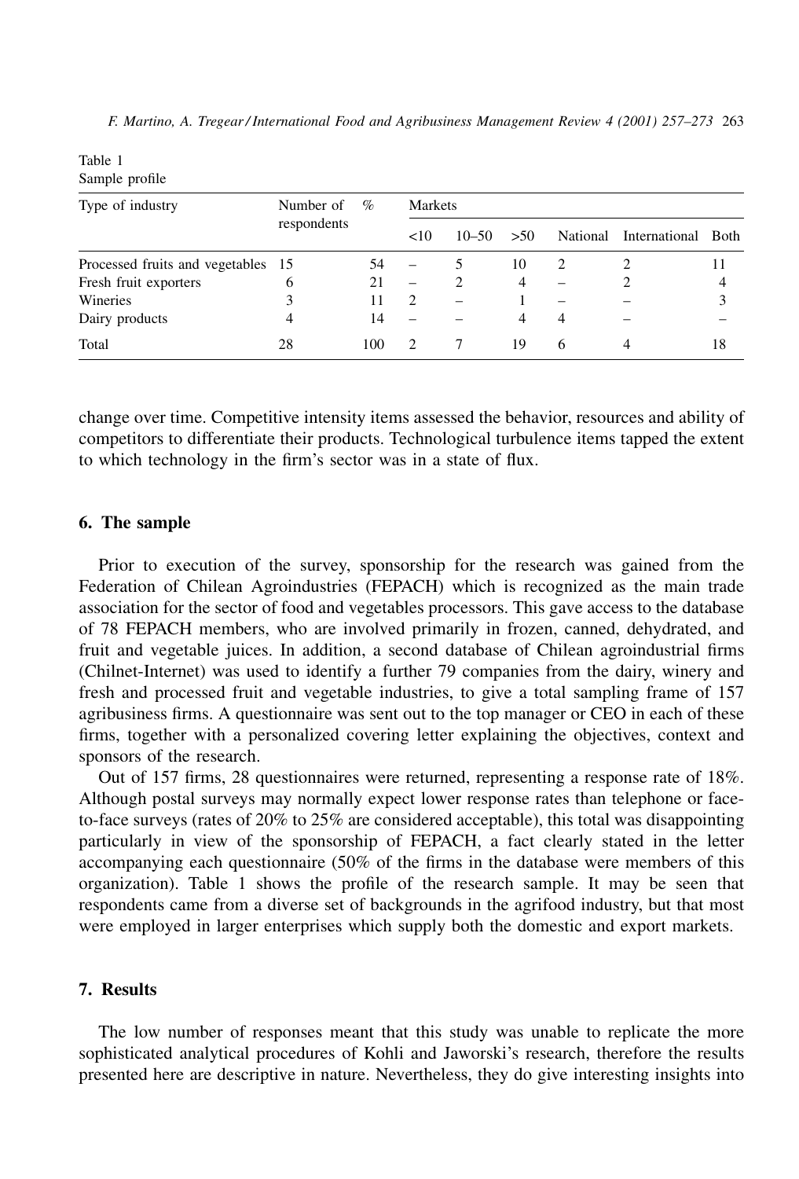Table 1
Sample profile

| Type of industry | Number of respondents | % | Markets | | | | | |
|---|---|---|---|---|---|---|---|---|
| | | | <10 | 10–50 | >50 | National | International | Both |
| Processed fruits and vegetables | 15 | 54 | – | 5 | 10 | 2 | 2 | 11 |
| Fresh fruit exporters | 6 | 21 | – | 2 | 4 | – | 2 | 4 |
| Wineries | 3 | 11 | 2 | – | 1 | – | – | 3 |
| Dairy products | 4 | 14 | – | – | 4 | 4 | – | – |
| Total | 28 | 100 | 2 | 7 | 19 | 6 | 4 | 18 |

change over time. Competitive intensity items assessed the behavior, resources and ability of competitors to differentiate their products. Technological turbulence items tapped the extent to which technology in the firm's sector was in a state of flux.

## 6. The sample

Prior to execution of the survey, sponsorship for the research was gained from the Federation of Chilean Agroindustries (FEPACH) which is recognized as the main trade association for the sector of food and vegetables processors. This gave access to the database of 78 FEPACH members, who are involved primarily in frozen, canned, dehydrated, and fruit and vegetable juices. In addition, a second database of Chilean agroindustrial firms (Chilnet-Internet) was used to identify a further 79 companies from the dairy, winery and fresh and processed fruit and vegetable industries, to give a total sampling frame of 157 agribusiness firms. A questionnaire was sent out to the top manager or CEO in each of these firms, together with a personalized covering letter explaining the objectives, context and sponsors of the research.

Out of 157 firms, 28 questionnaires were returned, representing a response rate of 18%. Although postal surveys may normally expect lower response rates than telephone or face-to-face surveys (rates of 20% to 25% are considered acceptable), this total was disappointing particularly in view of the sponsorship of FEPACH, a fact clearly stated in the letter accompanying each questionnaire (50% of the firms in the database were members of this organization). Table 1 shows the profile of the research sample. It may be seen that respondents came from a diverse set of backgrounds in the agrifood industry, but that most were employed in larger enterprises which supply both the domestic and export markets.

## 7. Results

The low number of responses meant that this study was unable to replicate the more sophisticated analytical procedures of Kohli and Jaworski's research, therefore the results presented here are descriptive in nature. Nevertheless, they do give interesting insights into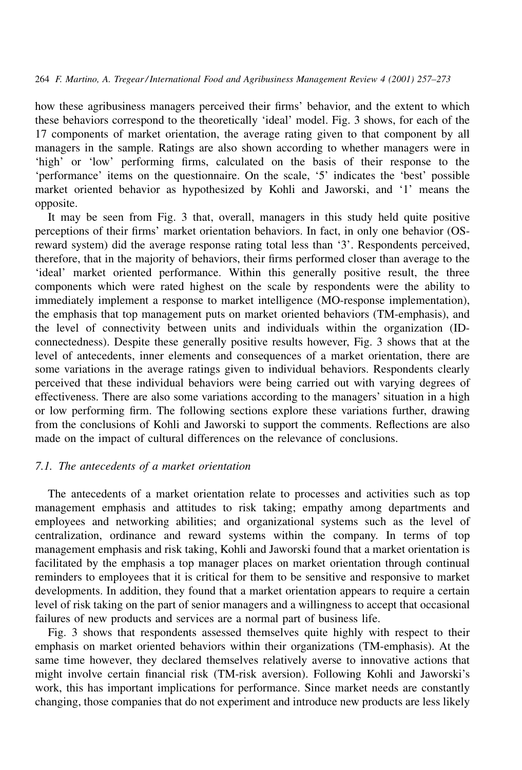how these agribusiness managers perceived their firms' behavior, and the extent to which these behaviors correspond to the theoretically 'ideal' model. Fig. 3 shows, for each of the 17 components of market orientation, the average rating given to that component by all managers in the sample. Ratings are also shown according to whether managers were in 'high' or 'low' performing firms, calculated on the basis of their response to the 'performance' items on the questionnaire. On the scale, '5' indicates the 'best' possible market oriented behavior as hypothesized by Kohli and Jaworski, and '1' means the opposite.

It may be seen from Fig. 3 that, overall, managers in this study held quite positive perceptions of their firms' market orientation behaviors. In fact, in only one behavior (OS-reward system) did the average response rating total less than '3'. Respondents perceived, therefore, that in the majority of behaviors, their firms performed closer than average to the 'ideal' market oriented performance. Within this generally positive result, the three components which were rated highest on the scale by respondents were the ability to immediately implement a response to market intelligence (MO-response implementation), the emphasis that top management puts on market oriented behaviors (TM-emphasis), and the level of connectivity between units and individuals within the organization (ID-connectedness). Despite these generally positive results however, Fig. 3 shows that at the level of antecedents, inner elements and consequences of a market orientation, there are some variations in the average ratings given to individual behaviors. Respondents clearly perceived that these individual behaviors were being carried out with varying degrees of effectiveness. There are also some variations according to the managers' situation in a high or low performing firm. The following sections explore these variations further, drawing from the conclusions of Kohli and Jaworski to support the comments. Reflections are also made on the impact of cultural differences on the relevance of conclusions.

### 7.1. The antecedents of a market orientation

The antecedents of a market orientation relate to processes and activities such as top management emphasis and attitudes to risk taking; empathy among departments and employees and networking abilities; and organizational systems such as the level of centralization, ordinance and reward systems within the company. In terms of top management emphasis and risk taking, Kohli and Jaworski found that a market orientation is facilitated by the emphasis a top manager places on market orientation through continual reminders to employees that it is critical for them to be sensitive and responsive to market developments. In addition, they found that a market orientation appears to require a certain level of risk taking on the part of senior managers and a willingness to accept that occasional failures of new products and services are a normal part of business life.

Fig. 3 shows that respondents assessed themselves quite highly with respect to their emphasis on market oriented behaviors within their organizations (TM-emphasis). At the same time however, they declared themselves relatively averse to innovative actions that might involve certain financial risk (TM-risk aversion). Following Kohli and Jaworski's work, this has important implications for performance. Since market needs are constantly changing, those companies that do not experiment and introduce new products are less likely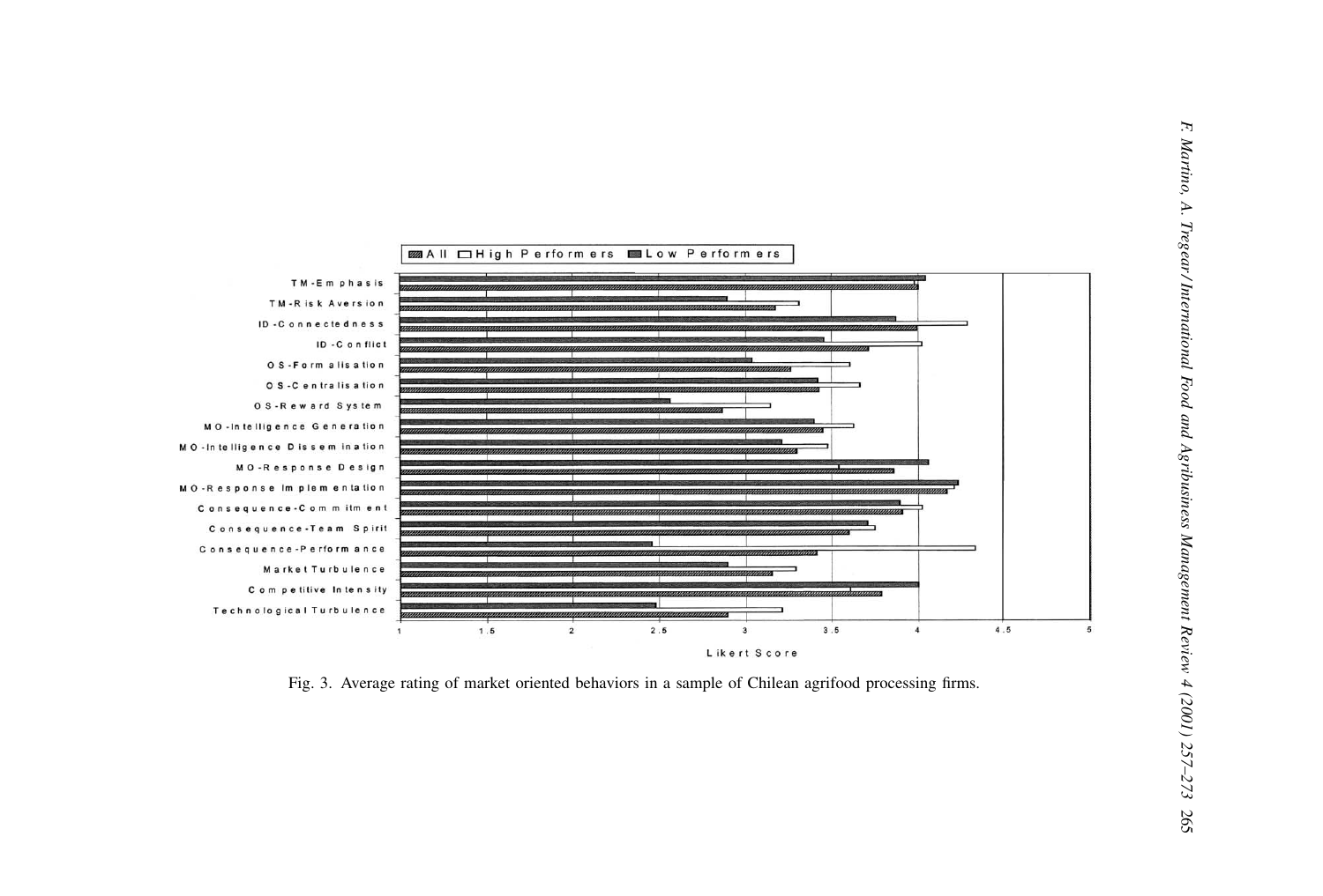Fig. 3. Average rating of market oriented behaviors in a sample of Chilean agrifood processing firms.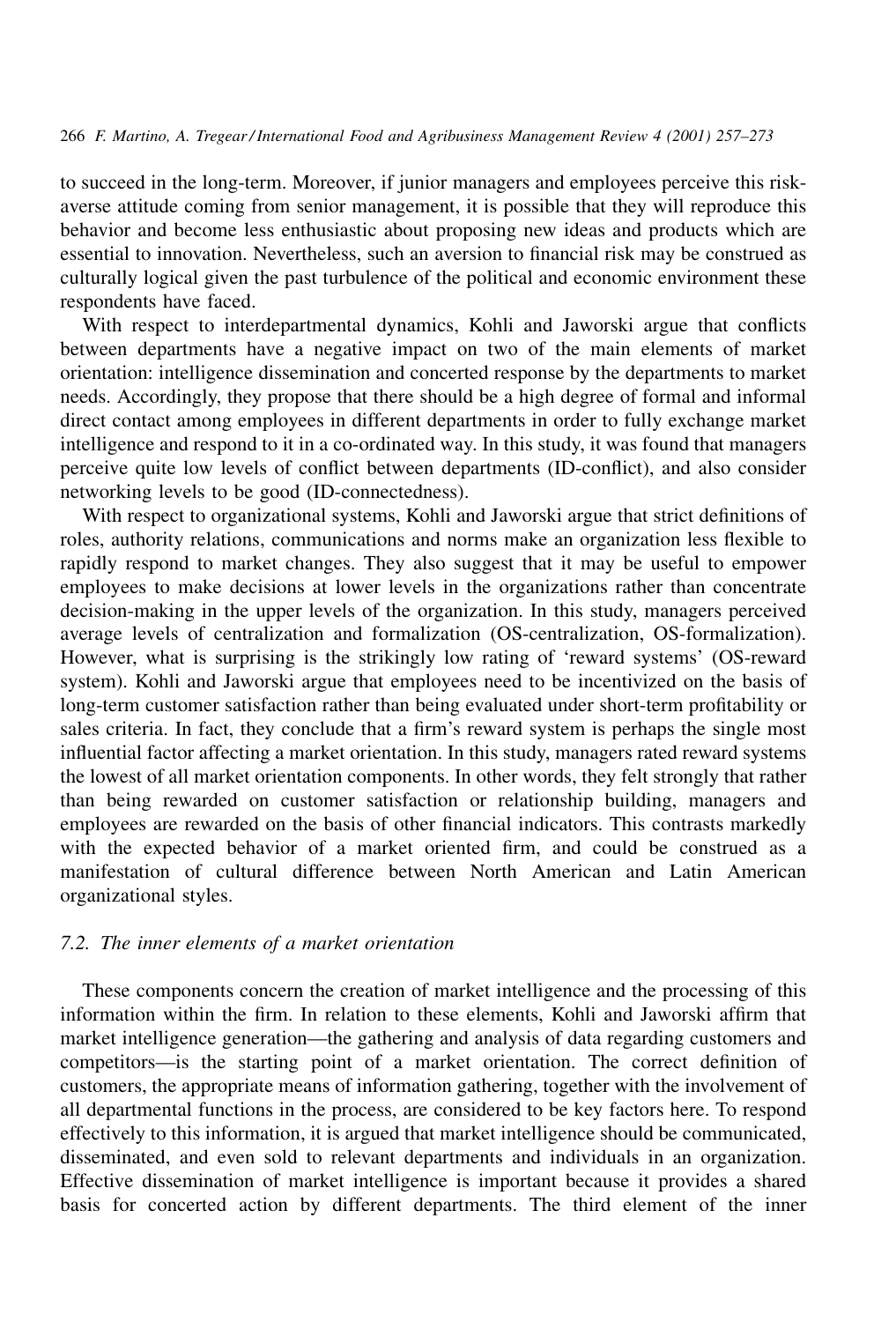to succeed in the long-term. Moreover, if junior managers and employees perceive this risk-averse attitude coming from senior management, it is possible that they will reproduce this behavior and become less enthusiastic about proposing new ideas and products which are essential to innovation. Nevertheless, such an aversion to financial risk may be construed as culturally logical given the past turbulence of the political and economic environment these respondents have faced.

With respect to interdepartmental dynamics, Kohli and Jaworski argue that conflicts between departments have a negative impact on two of the main elements of market orientation: intelligence dissemination and concerted response by the departments to market needs. Accordingly, they propose that there should be a high degree of formal and informal direct contact among employees in different departments in order to fully exchange market intelligence and respond to it in a co-ordinated way. In this study, it was found that managers perceive quite low levels of conflict between departments (ID-conflict), and also consider networking levels to be good (ID-connectedness).

With respect to organizational systems, Kohli and Jaworski argue that strict definitions of roles, authority relations, communications and norms make an organization less flexible to rapidly respond to market changes. They also suggest that it may be useful to empower employees to make decisions at lower levels in the organizations rather than concentrate decision-making in the upper levels of the organization. In this study, managers perceived average levels of centralization and formalization (OS-centralization, OS-formalization). However, what is surprising is the strikingly low rating of 'reward systems' (OS-reward system). Kohli and Jaworski argue that employees need to be incentivized on the basis of long-term customer satisfaction rather than being evaluated under short-term profitability or sales criteria. In fact, they conclude that a firm's reward system is perhaps the single most influential factor affecting a market orientation. In this study, managers rated reward systems the lowest of all market orientation components. In other words, they felt strongly that rather than being rewarded on customer satisfaction or relationship building, managers and employees are rewarded on the basis of other financial indicators. This contrasts markedly with the expected behavior of a market oriented firm, and could be construed as a manifestation of cultural difference between North American and Latin American organizational styles.

### 7.2. The inner elements of a market orientation

These components concern the creation of market intelligence and the processing of this information within the firm. In relation to these elements, Kohli and Jaworski affirm that market intelligence generation—the gathering and analysis of data regarding customers and competitors—is the starting point of a market orientation. The correct definition of customers, the appropriate means of information gathering, together with the involvement of all departmental functions in the process, are considered to be key factors here. To respond effectively to this information, it is argued that market intelligence should be communicated, disseminated, and even sold to relevant departments and individuals in an organization. Effective dissemination of market intelligence is important because it provides a shared basis for concerted action by different departments. The third element of the inner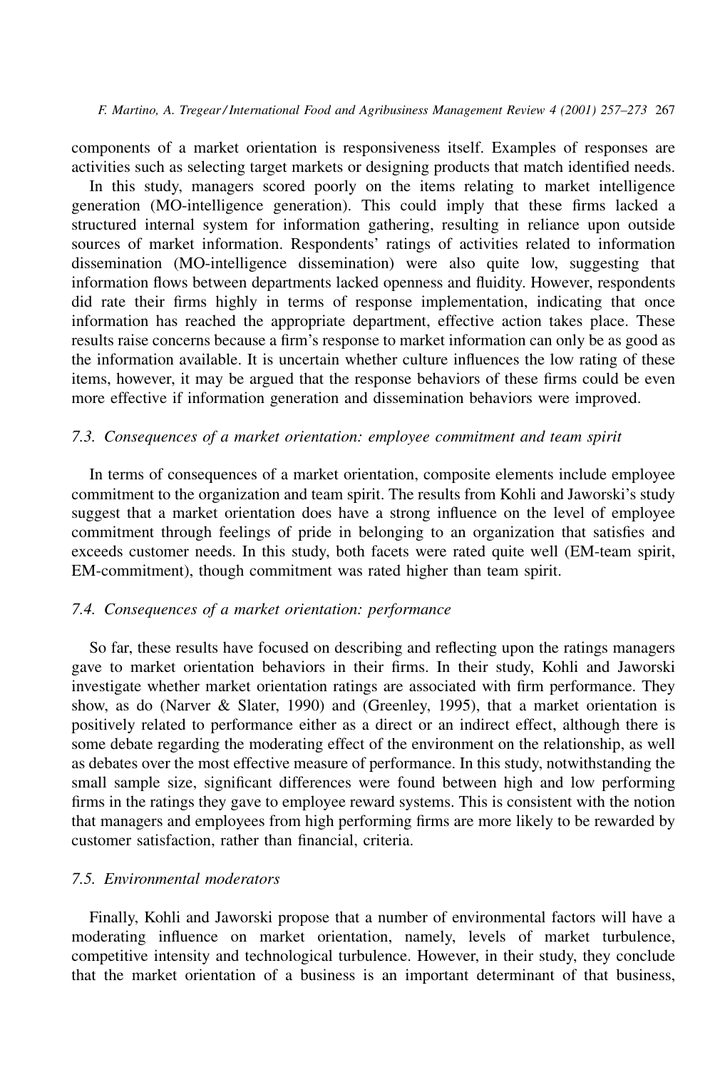components of a market orientation is responsiveness itself. Examples of responses are activities such as selecting target markets or designing products that match identified needs.

In this study, managers scored poorly on the items relating to market intelligence generation (MO-intelligence generation). This could imply that these firms lacked a structured internal system for information gathering, resulting in reliance upon outside sources of market information. Respondents' ratings of activities related to information dissemination (MO-intelligence dissemination) were also quite low, suggesting that information flows between departments lacked openness and fluidity. However, respondents did rate their firms highly in terms of response implementation, indicating that once information has reached the appropriate department, effective action takes place. These results raise concerns because a firm's response to market information can only be as good as the information available. It is uncertain whether culture influences the low rating of these items, however, it may be argued that the response behaviors of these firms could be even more effective if information generation and dissemination behaviors were improved.

### *7.3. Consequences of a market orientation: employee commitment and team spirit*

In terms of consequences of a market orientation, composite elements include employee commitment to the organization and team spirit. The results from Kohli and Jaworski's study suggest that a market orientation does have a strong influence on the level of employee commitment through feelings of pride in belonging to an organization that satisfies and exceeds customer needs. In this study, both facets were rated quite well (EM-team spirit, EM-commitment), though commitment was rated higher than team spirit.

### *7.4. Consequences of a market orientation: performance*

So far, these results have focused on describing and reflecting upon the ratings managers gave to market orientation behaviors in their firms. In their study, Kohli and Jaworski investigate whether market orientation ratings are associated with firm performance. They show, as do (Narver & Slater, 1990) and (Greenley, 1995), that a market orientation is positively related to performance either as a direct or an indirect effect, although there is some debate regarding the moderating effect of the environment on the relationship, as well as debates over the most effective measure of performance. In this study, notwithstanding the small sample size, significant differences were found between high and low performing firms in the ratings they gave to employee reward systems. This is consistent with the notion that managers and employees from high performing firms are more likely to be rewarded by customer satisfaction, rather than financial, criteria.

### *7.5. Environmental moderators*

Finally, Kohli and Jaworski propose that a number of environmental factors will have a moderating influence on market orientation, namely, levels of market turbulence, competitive intensity and technological turbulence. However, in their study, they conclude that the market orientation of a business is an important determinant of that business,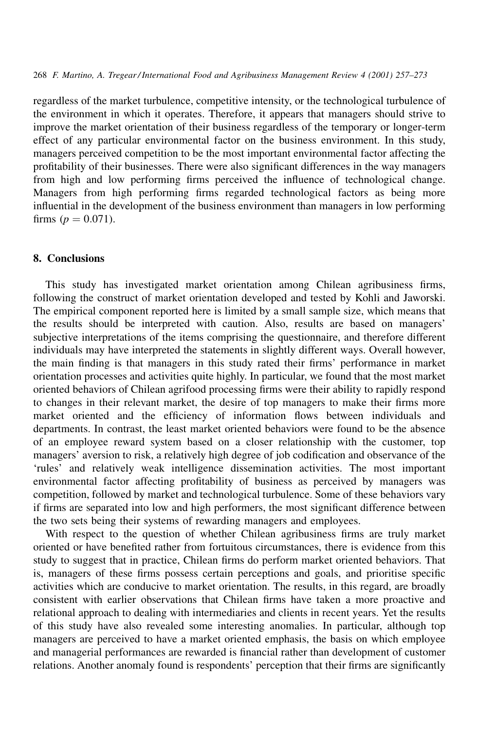regardless of the market turbulence, competitive intensity, or the technological turbulence of the environment in which it operates. Therefore, it appears that managers should strive to improve the market orientation of their business regardless of the temporary or longer-term effect of any particular environmental factor on the business environment. In this study, managers perceived competition to be the most important environmental factor affecting the profitability of their businesses. There were also significant differences in the way managers from high and low performing firms perceived the influence of technological change. Managers from high performing firms regarded technological factors as being more influential in the development of the business environment than managers in low performing firms ($p = 0.071$).

## 8. Conclusions

This study has investigated market orientation among Chilean agribusiness firms, following the construct of market orientation developed and tested by Kohli and Jaworski. The empirical component reported here is limited by a small sample size, which means that the results should be interpreted with caution. Also, results are based on managers' subjective interpretations of the items comprising the questionnaire, and therefore different individuals may have interpreted the statements in slightly different ways. Overall however, the main finding is that managers in this study rated their firms' performance in market orientation processes and activities quite highly. In particular, we found that the most market oriented behaviors of Chilean agrifood processing firms were their ability to rapidly respond to changes in their relevant market, the desire of top managers to make their firms more market oriented and the efficiency of information flows between individuals and departments. In contrast, the least market oriented behaviors were found to be the absence of an employee reward system based on a closer relationship with the customer, top managers' aversion to risk, a relatively high degree of job codification and observance of the 'rules' and relatively weak intelligence dissemination activities. The most important environmental factor affecting profitability of business as perceived by managers was competition, followed by market and technological turbulence. Some of these behaviors vary if firms are separated into low and high performers, the most significant difference between the two sets being their systems of rewarding managers and employees.

With respect to the question of whether Chilean agribusiness firms are truly market oriented or have benefited rather from fortuitous circumstances, there is evidence from this study to suggest that in practice, Chilean firms do perform market oriented behaviors. That is, managers of these firms possess certain perceptions and goals, and prioritise specific activities which are conducive to market orientation. The results, in this regard, are broadly consistent with earlier observations that Chilean firms have taken a more proactive and relational approach to dealing with intermediaries and clients in recent years. Yet the results of this study have also revealed some interesting anomalies. In particular, although top managers are perceived to have a market oriented emphasis, the basis on which employee and managerial performances are rewarded is financial rather than development of customer relations. Another anomaly found is respondents' perception that their firms are significantly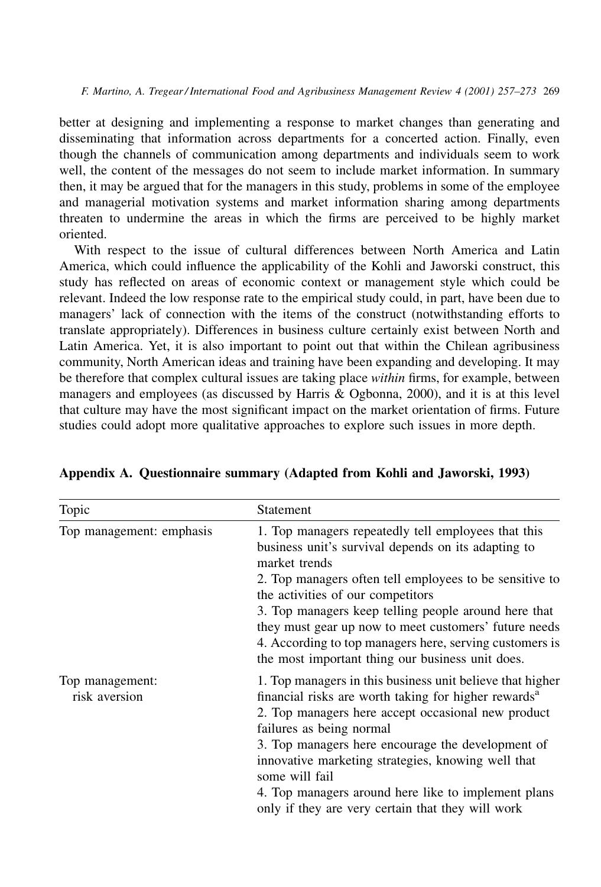better at designing and implementing a response to market changes than generating and disseminating that information across departments for a concerted action. Finally, even though the channels of communication among departments and individuals seem to work well, the content of the messages do not seem to include market information. In summary then, it may be argued that for the managers in this study, problems in some of the employee and managerial motivation systems and market information sharing among departments threaten to undermine the areas in which the firms are perceived to be highly market oriented.

With respect to the issue of cultural differences between North America and Latin America, which could influence the applicability of the Kohli and Jaworski construct, this study has reflected on areas of economic context or management style which could be relevant. Indeed the low response rate to the empirical study could, in part, have been due to managers' lack of connection with the items of the construct (notwithstanding efforts to translate appropriately). Differences in business culture certainly exist between North and Latin America. Yet, it is also important to point out that within the Chilean agribusiness community, North American ideas and training have been expanding and developing. It may be therefore that complex cultural issues are taking place *within* firms, for example, between managers and employees (as discussed by Harris & Ogbonna, 2000), and it is at this level that culture may have the most significant impact on the market orientation of firms. Future studies could adopt more qualitative approaches to explore such issues in more depth.

## Appendix A. Questionnaire summary (Adapted from Kohli and Jaworski, 1993)

| Topic | Statement |
|---|---|
| Top management: emphasis | 1. Top managers repeatedly tell employees that this business unit's survival depends on its adapting to market trends<br>2. Top managers often tell employees to be sensitive to the activities of our competitors<br>3. Top managers keep telling people around here that they must gear up now to meet customers' future needs<br>4. According to top managers here, serving customers is the most important thing our business unit does. |
| Top management: risk aversion | 1. Top managers in this business unit believe that higher financial risks are worth taking for higher rewards[a]<br>2. Top managers here accept occasional new product failures as being normal<br>3. Top managers here encourage the development of innovative marketing strategies, knowing well that some will fail<br>4. Top managers around here like to implement plans only if they are very certain that they will work |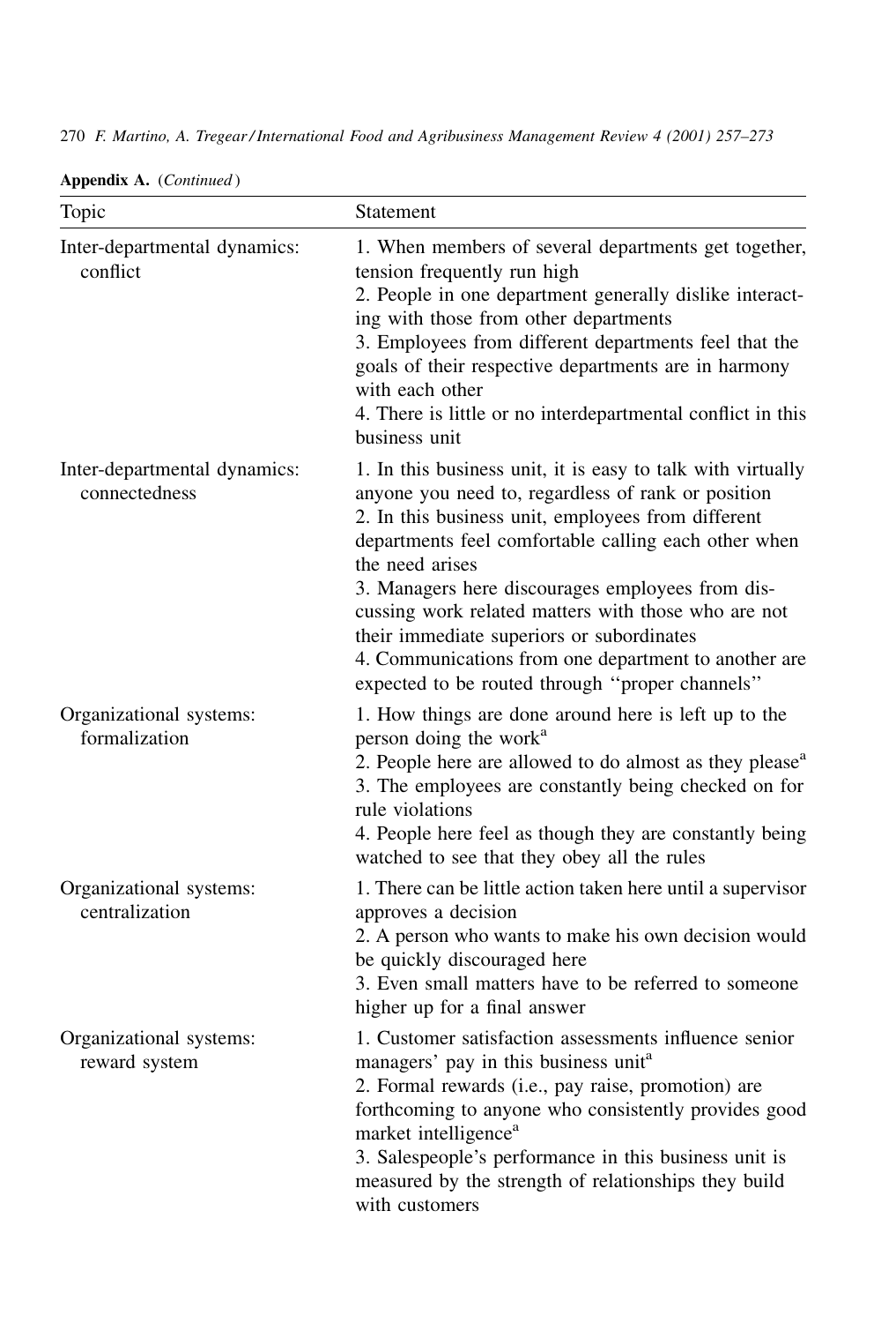**Appendix A.** (*Continued*)

| Topic | Statement |
|---|---|
| Inter-departmental dynamics: conflict | 1. When members of several departments get together, tension frequently run high<br>2. People in one department generally dislike interacting with those from other departments<br>3. Employees from different departments feel that the goals of their respective departments are in harmony with each other<br>4. There is little or no interdepartmental conflict in this business unit |
| Inter-departmental dynamics: connectedness | 1. In this business unit, it is easy to talk with virtually anyone you need to, regardless of rank or position<br>2. In this business unit, employees from different departments feel comfortable calling each other when the need arises<br>3. Managers here discourages employees from discussing work related matters with those who are not their immediate superiors or subordinates<br>4. Communications from one department to another are expected to be routed through "proper channels" |
| Organizational systems: formalization | 1. How things are done around here is left up to the person doing the work[a]<br>2. People here are allowed to do almost as they please[a]<br>3. The employees are constantly being checked on for rule violations<br>4. People here feel as though they are constantly being watched to see that they obey all the rules |
| Organizational systems: centralization | 1. There can be little action taken here until a supervisor approves a decision<br>2. A person who wants to make his own decision would be quickly discouraged here<br>3. Even small matters have to be referred to someone higher up for a final answer |
| Organizational systems: reward system | 1. Customer satisfaction assessments influence senior managers' pay in this business unit[a]<br>2. Formal rewards (i.e., pay raise, promotion) are forthcoming to anyone who consistently provides good market intelligence[a]<br>3. Salespeople's performance in this business unit is measured by the strength of relationships they build with customers |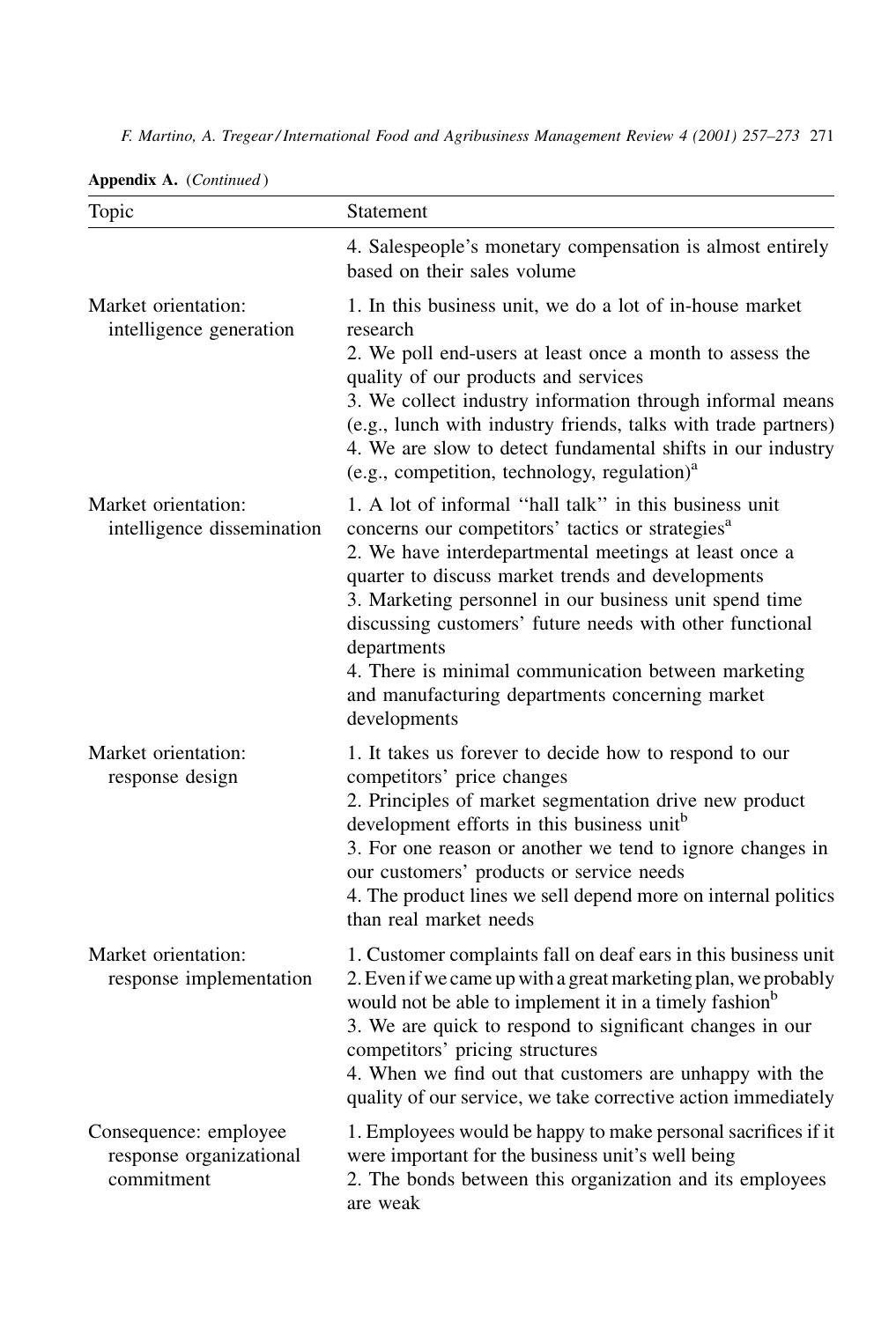**Appendix A.** (*Continued*)

| Topic | Statement |
|---|---|
| | 4. Salespeople's monetary compensation is almost entirely based on their sales volume |
| Market orientation: intelligence generation | 1. In this business unit, we do a lot of in-house market research<br>2. We poll end-users at least once a month to assess the quality of our products and services<br>3. We collect industry information through informal means (e.g., lunch with industry friends, talks with trade partners)<br>4. We are slow to detect fundamental shifts in our industry (e.g., competition, technology, regulation)[a] |
| Market orientation: intelligence dissemination | 1. A lot of informal ''hall talk'' in this business unit concerns our competitors' tactics or strategies[a]<br>2. We have interdepartmental meetings at least once a quarter to discuss market trends and developments<br>3. Marketing personnel in our business unit spend time discussing customers' future needs with other functional departments<br>4. There is minimal communication between marketing and manufacturing departments concerning market developments |
| Market orientation: response design | 1. It takes us forever to decide how to respond to our competitors' price changes<br>2. Principles of market segmentation drive new product development efforts in this business unit[b]<br>3. For one reason or another we tend to ignore changes in our customers' products or service needs<br>4. The product lines we sell depend more on internal politics than real market needs |
| Market orientation: response implementation | 1. Customer complaints fall on deaf ears in this business unit<br>2. Even if we came up with a great marketing plan, we probably would not be able to implement it in a timely fashion[b]<br>3. We are quick to respond to significant changes in our competitors' pricing structures<br>4. When we find out that customers are unhappy with the quality of our service, we take corrective action immediately |
| Consequence: employee response organizational commitment | 1. Employees would be happy to make personal sacrifices if it were important for the business unit's well being<br>2. The bonds between this organization and its employees are weak |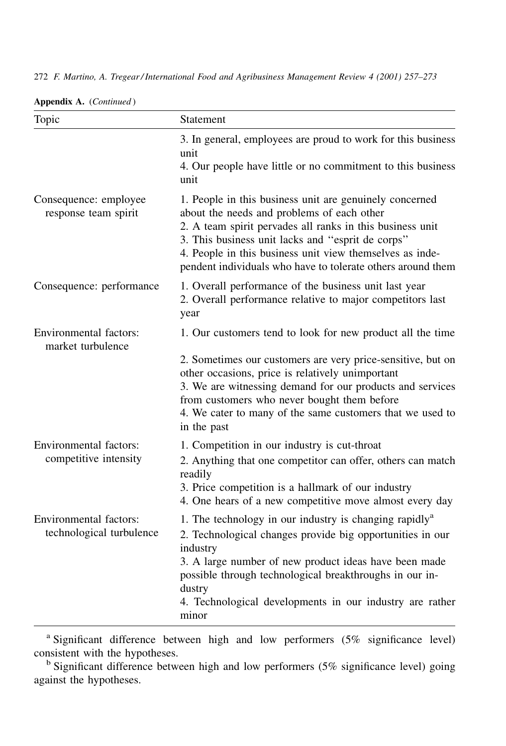**Appendix A.** (*Continued*)

| Topic | Statement |
|---|---|
| | 3. In general, employees are proud to work for this business unit<br>4. Our people have little or no commitment to this business unit |
| Consequence: employee response team spirit | 1. People in this business unit are genuinely concerned about the needs and problems of each other<br>2. A team spirit pervades all ranks in this business unit<br>3. This business unit lacks and "esprit de corps"<br>4. People in this business unit view themselves as independent individuals who have to tolerate others around them |
| Consequence: performance | 1. Overall performance of the business unit last year<br>2. Overall performance relative to major competitors last year |
| Environmental factors: market turbulence | 1. Our customers tend to look for new product all the time<br>2. Sometimes our customers are very price-sensitive, but on other occasions, price is relatively unimportant<br>3. We are witnessing demand for our products and services from customers who never bought them before<br>4. We cater to many of the same customers that we used to in the past |
| Environmental factors: competitive intensity | 1. Competition in our industry is cut-throat<br>2. Anything that one competitor can offer, others can match readily<br>3. Price competition is a hallmark of our industry<br>4. One hears of a new competitive move almost every day |
| Environmental factors: technological turbulence | 1. The technology in our industry is changing rapidly[a]<br>2. Technological changes provide big opportunities in our industry<br>3. A large number of new product ideas have been made possible through technological breakthroughs in our industry<br>4. Technological developments in our industry are rather minor |

[a] Significant difference between high and low performers (5% significance level) consistent with the hypotheses.

[b] Significant difference between high and low performers (5% significance level) going against the hypotheses.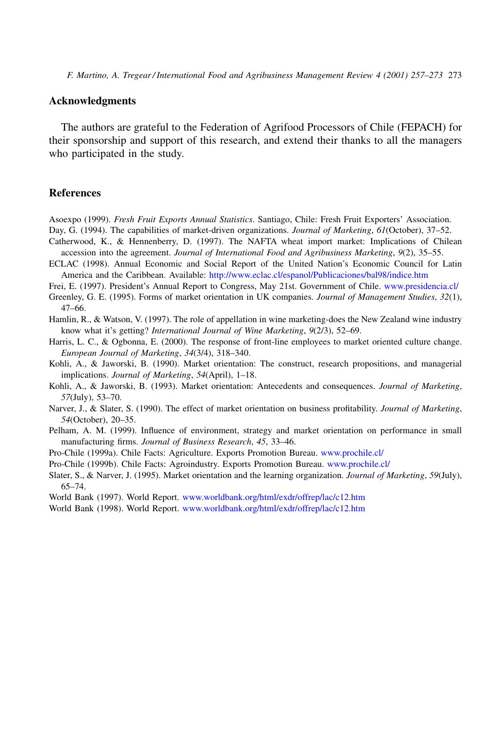## Acknowledgments

The authors are grateful to the Federation of Agrifood Processors of Chile (FEPACH) for their sponsorship and support of this research, and extend their thanks to all the managers who participated in the study.

## References

Asoexpo (1999). *Fresh Fruit Exports Annual Statistics*. Santiago, Chile: Fresh Fruit Exporters' Association.

Day, G. (1994). The capabilities of market-driven organizations. *Journal of Marketing*, *61*(October), 37–52.

Catherwood, K., & Hennenberry, D. (1997). The NAFTA wheat import market: Implications of Chilean accession into the agreement. *Journal of International Food and Agribusiness Marketing*, *9*(2), 35–55.

ECLAC (1998). Annual Economic and Social Report of the United Nation's Economic Council for Latin America and the Caribbean. Available: http://www.eclac.cl/espanol/Publicaciones/bal98/indice.htm

Frei, E. (1997). President's Annual Report to Congress, May 21st. Government of Chile. www.presidencia.cl/

Greenley, G. E. (1995). Forms of market orientation in UK companies. *Journal of Management Studies*, *32*(1), 47–66.

Hamlin, R., & Watson, V. (1997). The role of appellation in wine marketing-does the New Zealand wine industry know what it's getting? *International Journal of Wine Marketing*, *9*(2/3), 52–69.

Harris, L. C., & Ogbonna, E. (2000). The response of front-line employees to market oriented culture change. *European Journal of Marketing*, *34*(3/4), 318–340.

Kohli, A., & Jaworski, B. (1990). Market orientation: The construct, research propositions, and managerial implications. *Journal of Marketing*, *54*(April), 1–18.

Kohli, A., & Jaworski, B. (1993). Market orientation: Antecedents and consequences. *Journal of Marketing*, *57*(July), 53–70.

Narver, J., & Slater, S. (1990). The effect of market orientation on business profitability. *Journal of Marketing*, *54*(October), 20–35.

Pelham, A. M. (1999). Influence of environment, strategy and market orientation on performance in small manufacturing firms. *Journal of Business Research*, *45*, 33–46.

Pro-Chile (1999a). Chile Facts: Agriculture. Exports Promotion Bureau. www.prochile.cl/

Pro-Chile (1999b). Chile Facts: Agroindustry. Exports Promotion Bureau. www.prochile.cl/

Slater, S., & Narver, J. (1995). Market orientation and the learning organization. *Journal of Marketing*, *59*(July), 65–74.

World Bank (1997). World Report. www.worldbank.org/html/exdr/offrep/lac/c12.htm

World Bank (1998). World Report. www.worldbank.org/html/exdr/offrep/lac/c12.htm